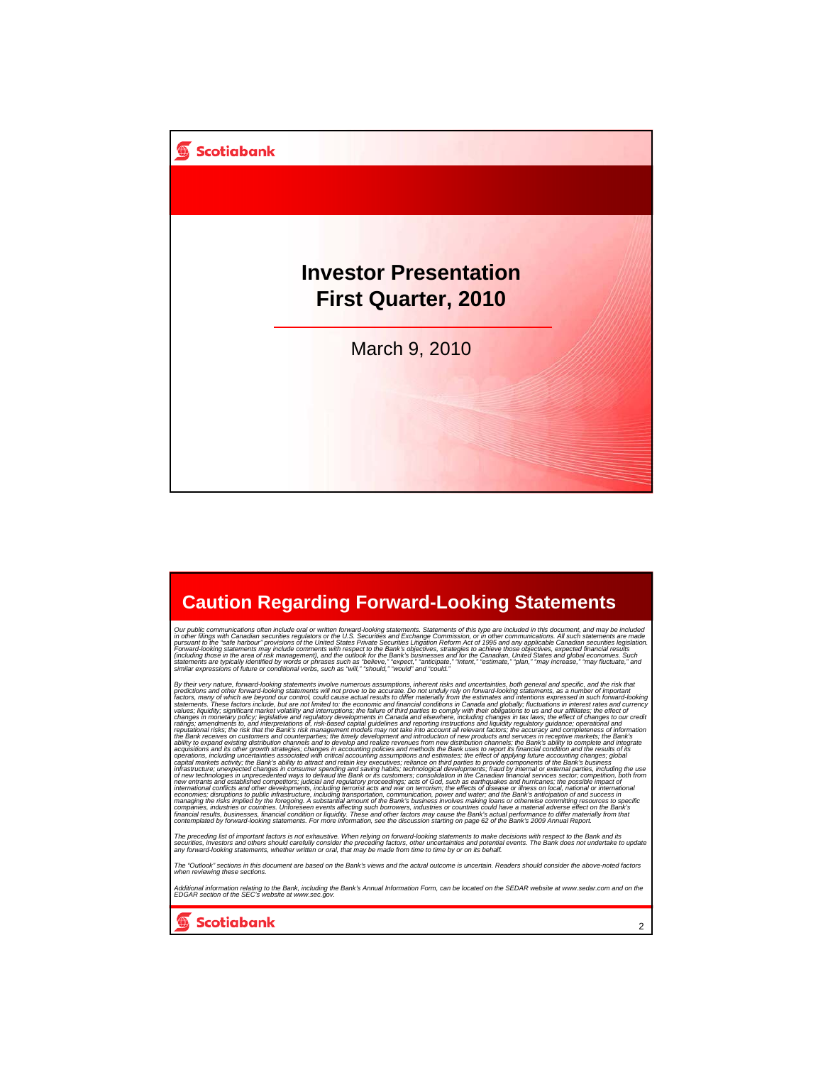Scotiabank

# Investor Presentation
# First Quarter, 2010

March 9, 2010

## Caution Regarding Forward-Looking Statements

*Our public communications often include oral or written forward-looking statements. Statements of this type are included in this document, and may be included in other filings with Canadian securities regulators or the U.S. Securities and Exchange Commission, or in other communications. All such statements are made pursuant to the "safe harbour" provisions of the United States Private Securities Litigation Reform Act of 1995 and any applicable Canadian securities legislation. Forward-looking statements may include comments with respect to the Bank's objectives, strategies to achieve those objectives, expected financial results (including those in the area of risk management), and the outlook for the Bank's businesses and for the Canadian, United States and global economies. Such statements are typically identified by words or phrases such as "believe," "expect," "anticipate," "intent," "estimate," "plan," "may increase," "may fluctuate," and similar expressions of future or conditional verbs, such as "will," "should," "would" and "could."*

*By their very nature, forward-looking statements involve numerous assumptions, inherent risks and uncertainties, both general and specific, and the risk that predictions and other forward-looking statements will not prove to be accurate. Do not unduly rely on forward-looking statements, as a number of important factors, many of which are beyond our control, could cause actual results to differ materially from the estimates and intentions expressed in such forward-looking statements. These factors include, but are not limited to: the economic and financial conditions in Canada and globally; fluctuations in interest rates and currency values; liquidity; significant market volatility and interruptions; the failure of third parties to comply with their obligations to us and our affiliates; the effect of changes in monetary policy; legislative and regulatory developments in Canada and elsewhere, including changes in tax laws; the effect of changes to our credit ratings; amendments to, and interpretations of, risk-based capital guidelines and reporting instructions and liquidity regulatory guidance; operational and reputational risks; the risk that the Bank's risk management models may not take into account all relevant factors; the accuracy and completeness of information the Bank receives on customers and counterparties; the timely development and introduction of new products and services in receptive markets; the Bank's ability to expand existing distribution channels and to develop and realize revenues from new distribution channels; the Bank's ability to complete and integrate acquisitions and its other growth strategies; changes in accounting policies and methods the Bank uses to report its financial condition and the results of its operations, including uncertainties associated with critical accounting assumptions and estimates; the effect of applying future accounting changes; global capital markets activity; the Bank's ability to attract and retain key executives; reliance on third parties to provide components of the Bank's business infrastructure; unexpected changes in consumer spending and saving habits; technological developments; fraud by internal or external parties, including the use of new technologies in unprecedented ways to defraud the Bank or its customers; consolidation in the Canadian financial services sector; competition, both from new entrants and established competitors; judicial and regulatory proceedings; acts of God, such as earthquakes and hurricanes; the possible impact of international conflicts and other developments, including terrorist acts and war on terrorism; the effects of disease or illness on local, national or international economies; disruptions to public infrastructure, including transportation, communication, power and water; and the Bank's anticipation of and success in managing the risks implied by the foregoing. A substantial amount of the Bank's business involves making loans or otherwise committing resources to specific companies, industries or countries. Unforeseen events affecting such borrowers, industries or countries could have a material adverse effect on the Bank's financial results, businesses, financial condition or liquidity. These and other factors may cause the Bank's actual performance to differ materially from that contemplated by forward-looking statements. For more information, see the discussion starting on page 62 of the Bank's 2009 Annual Report.*

*The preceding list of important factors is not exhaustive. When relying on forward-looking statements to make decisions with respect to the Bank and its securities, investors and others should carefully consider the preceding factors, other uncertainties and potential events. The Bank does not undertake to update any forward-looking statements, whether written or oral, that may be made from time to time by or on its behalf.*

*The "Outlook" sections in this document are based on the Bank's views and the actual outcome is uncertain. Readers should consider the above-noted factors when reviewing these sections.*

*Additional information relating to the Bank, including the Bank's Annual Information Form, can be located on the SEDAR website at www.sedar.com and on the EDGAR section of the SEC's website at www.sec.gov.*

Scotiabank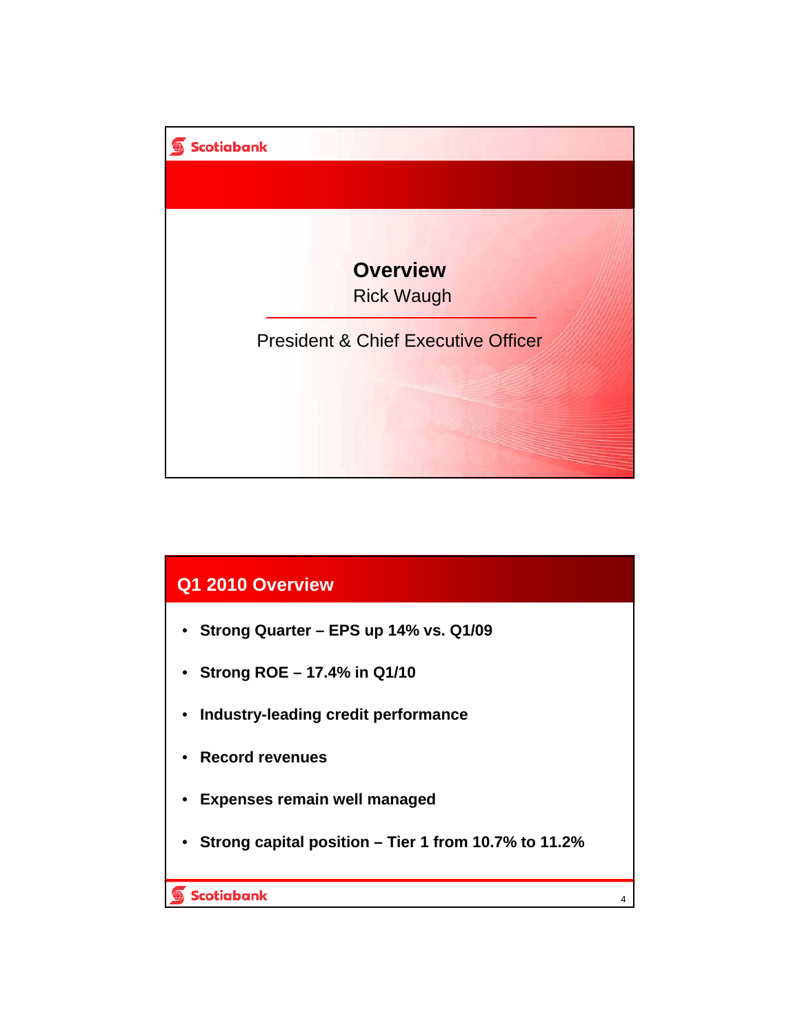# Overview

Rick Waugh

President & Chief Executive Officer

## Q1 2010 Overview

- **Strong Quarter – EPS up 14% vs. Q1/09**
- **Strong ROE – 17.4% in Q1/10**
- **Industry-leading credit performance**
- **Record revenues**
- **Expenses remain well managed**
- **Strong capital position – Tier 1 from 10.7% to 11.2%**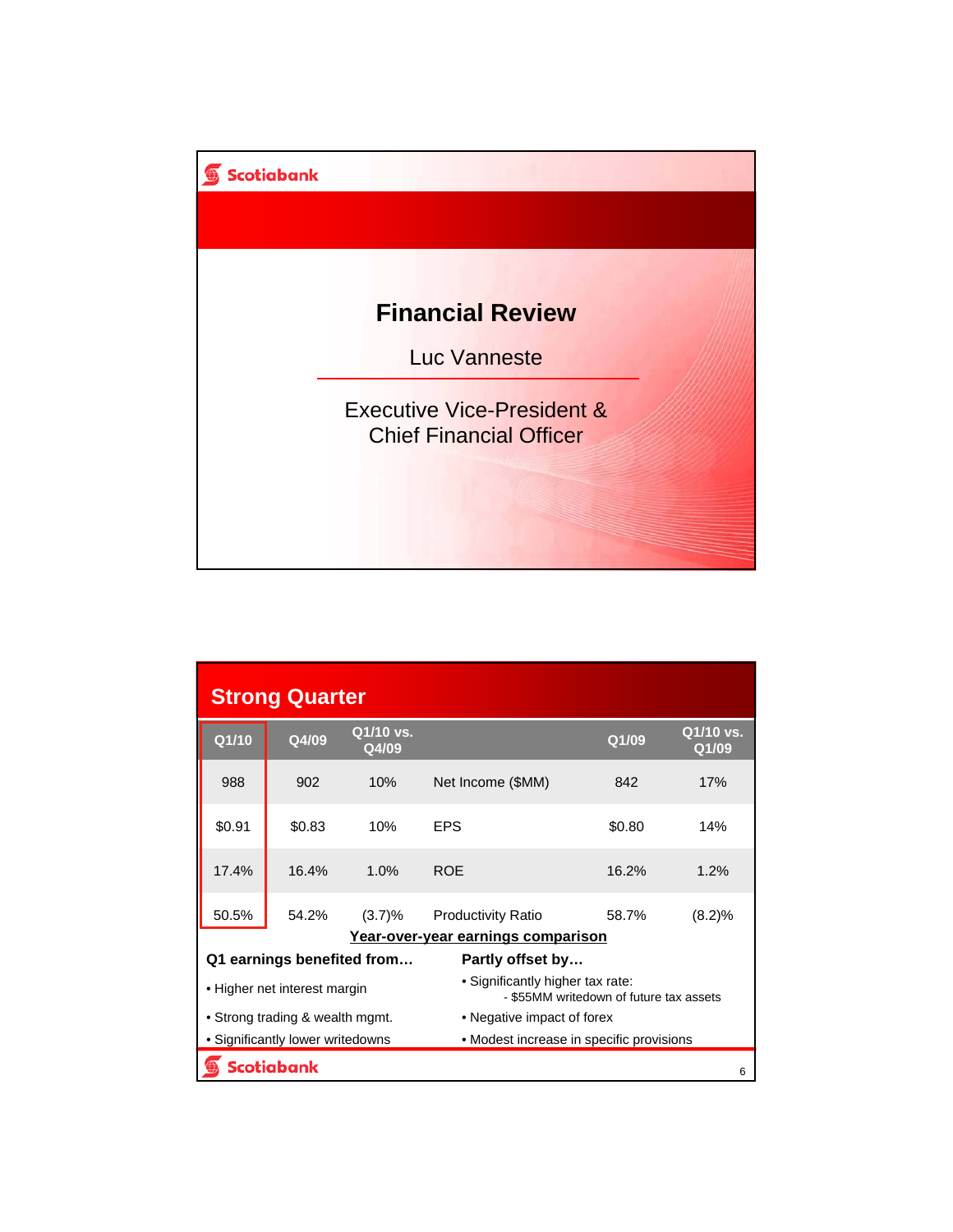# Financial Review

Luc Vanneste

Executive Vice-President & Chief Financial Officer

## Strong Quarter

| Q1/10 | Q4/09 | Q1/10 vs. Q4/09 | | Q1/09 | Q1/10 vs. Q1/09 |
|---|---|---|---|---|---|
| 988 | 902 | 10% | Net Income ($MM) | 842 | 17% |
| $0.91 | $0.83 | 10% | EPS | $0.80 | 14% |
| 17.4% | 16.4% | 1.0% | ROE | 16.2% | 1.2% |
| 50.5% | 54.2% | (3.7)% | Productivity Ratio | 58.7% | (8.2)% |

**Year-over-year earnings comparison**

**Q1 earnings benefited from…**

- Higher net interest margin
- Strong trading & wealth mgmt.
- Significantly lower writedowns

**Partly offset by…**

- Significantly higher tax rate:
  - $55MM writedown of future tax assets
- Negative impact of forex
- Modest increase in specific provisions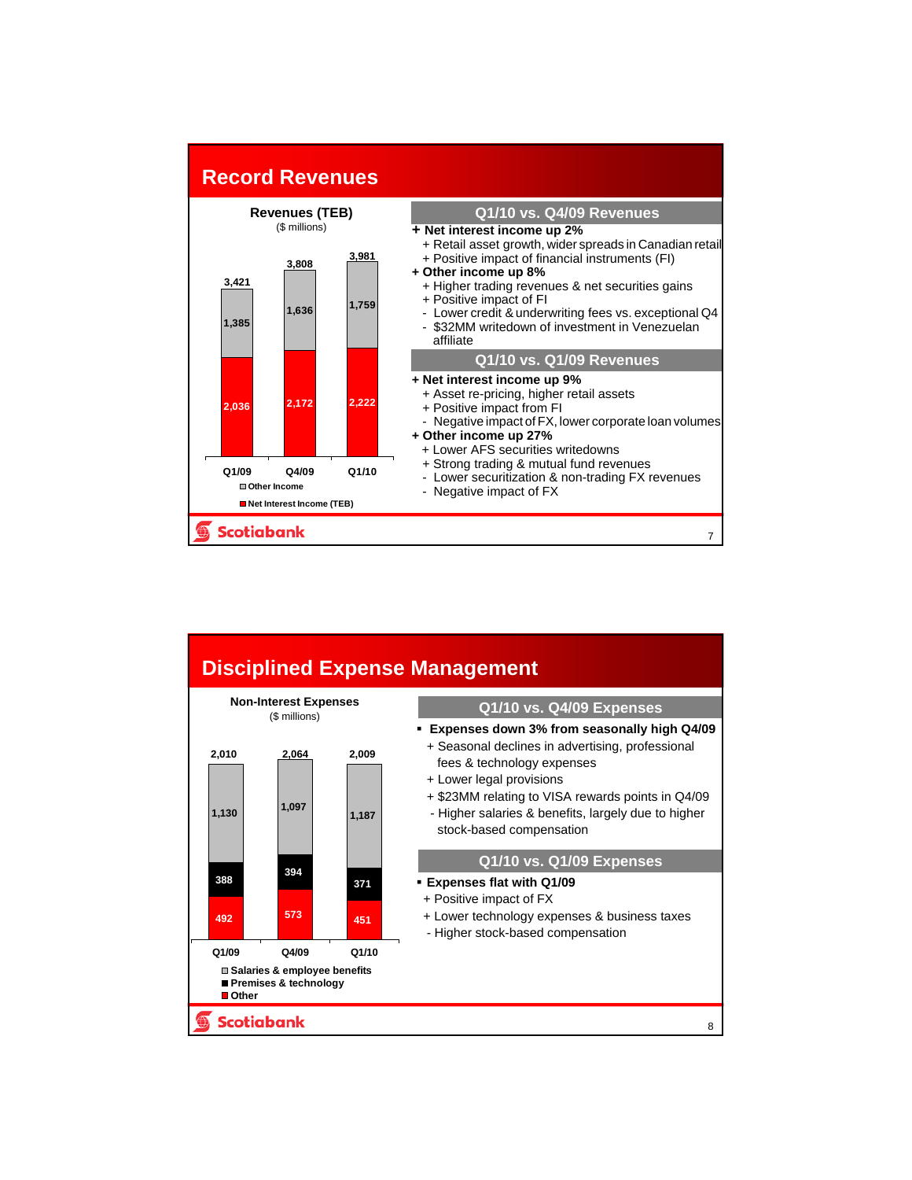## Record Revenues

**Revenues (TEB)**
($ millions)

| | Q1/09 | Q4/09 | Q1/10 |
|---|---|---|---|
| Other Income | 1,385 | 1,636 | 1,759 |
| Net Interest Income (TEB) | 2,036 | 2,172 | 2,222 |
| Total | 3,421 | 3,808 | 3,981 |

### Q1/10 vs. Q4/09 Revenues

- **+ Net interest income up 2%**
  - + Retail asset growth, wider spreads in Canadian retail
  - + Positive impact of financial instruments (FI)
- **+ Other income up 8%**
  - + Higher trading revenues & net securities gains
  - + Positive impact of FI
  - - Lower credit & underwriting fees vs. exceptional Q4
  - - $32MM writedown of investment in Venezuelan affiliate

### Q1/10 vs. Q1/09 Revenues

- **+ Net interest income up 9%**
  - + Asset re-pricing, higher retail assets
  - + Positive impact from FI
  - - Negative impact of FX, lower corporate loan volumes
- **+ Other income up 27%**
  - + Lower AFS securities writedowns
  - + Strong trading & mutual fund revenues
  - - Lower securitization & non-trading FX revenues
  - - Negative impact of FX

## Disciplined Expense Management

**Non-Interest Expenses**
($ millions)

| | Q1/09 | Q4/09 | Q1/10 |
|---|---|---|---|
| Salaries & employee benefits | 1,130 | 1,097 | 1,187 |
| Premises & technology | 388 | 394 | 371 |
| Other | 492 | 573 | 451 |
| Total | 2,010 | 2,064 | 2,009 |

### Q1/10 vs. Q4/09 Expenses

- **Expenses down 3% from seasonally high Q4/09**
  - + Seasonal declines in advertising, professional fees & technology expenses
  - + Lower legal provisions
  - + $23MM relating to VISA rewards points in Q4/09
  - - Higher salaries & benefits, largely due to higher stock-based compensation

### Q1/10 vs. Q1/09 Expenses

- **Expenses flat with Q1/09**
  - + Positive impact of FX
  - + Lower technology expenses & business taxes
  - - Higher stock-based compensation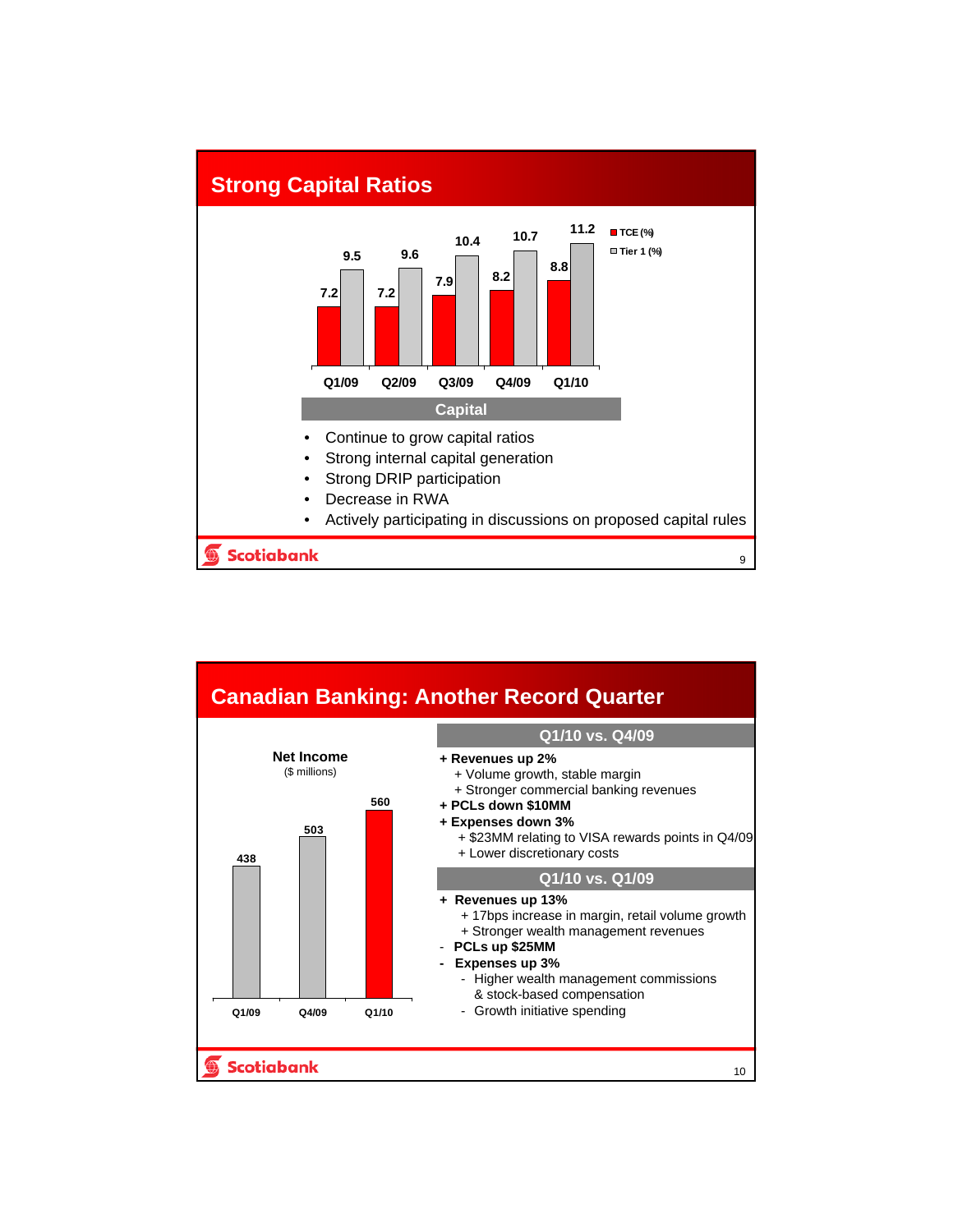## Strong Capital Ratios

| | Q1/09 | Q2/09 | Q3/09 | Q4/09 | Q1/10 |
|---|---|---|---|---|---|
| TCE (%) | 7.2 | 7.2 | 7.9 | 8.2 | 8.8 |
| Tier 1 (%) | 9.5 | 9.6 | 10.4 | 10.7 | 11.2 |

**Capital**

- Continue to grow capital ratios
- Strong internal capital generation
- Strong DRIP participation
- Decrease in RWA
- Actively participating in discussions on proposed capital rules

## Canadian Banking: Another Record Quarter

**Net Income**
($ millions)

| Q1/09 | Q4/09 | Q1/10 |
|---|---|---|
| 438 | 503 | 560 |

**Q1/10 vs. Q4/09**

- **+ Revenues up 2%**
  - + Volume growth, stable margin
  - + Stronger commercial banking revenues
- **+ PCLs down $10MM**
- **+ Expenses down 3%**
  - + $23MM relating to VISA rewards points in Q4/09
  - + Lower discretionary costs

**Q1/10 vs. Q1/09**

- **+ Revenues up 13%**
  - + 17bps increase in margin, retail volume growth
  - + Stronger wealth management revenues
- **- PCLs up $25MM**
- **- Expenses up 3%**
  - - Higher wealth management commissions & stock-based compensation
  - - Growth initiative spending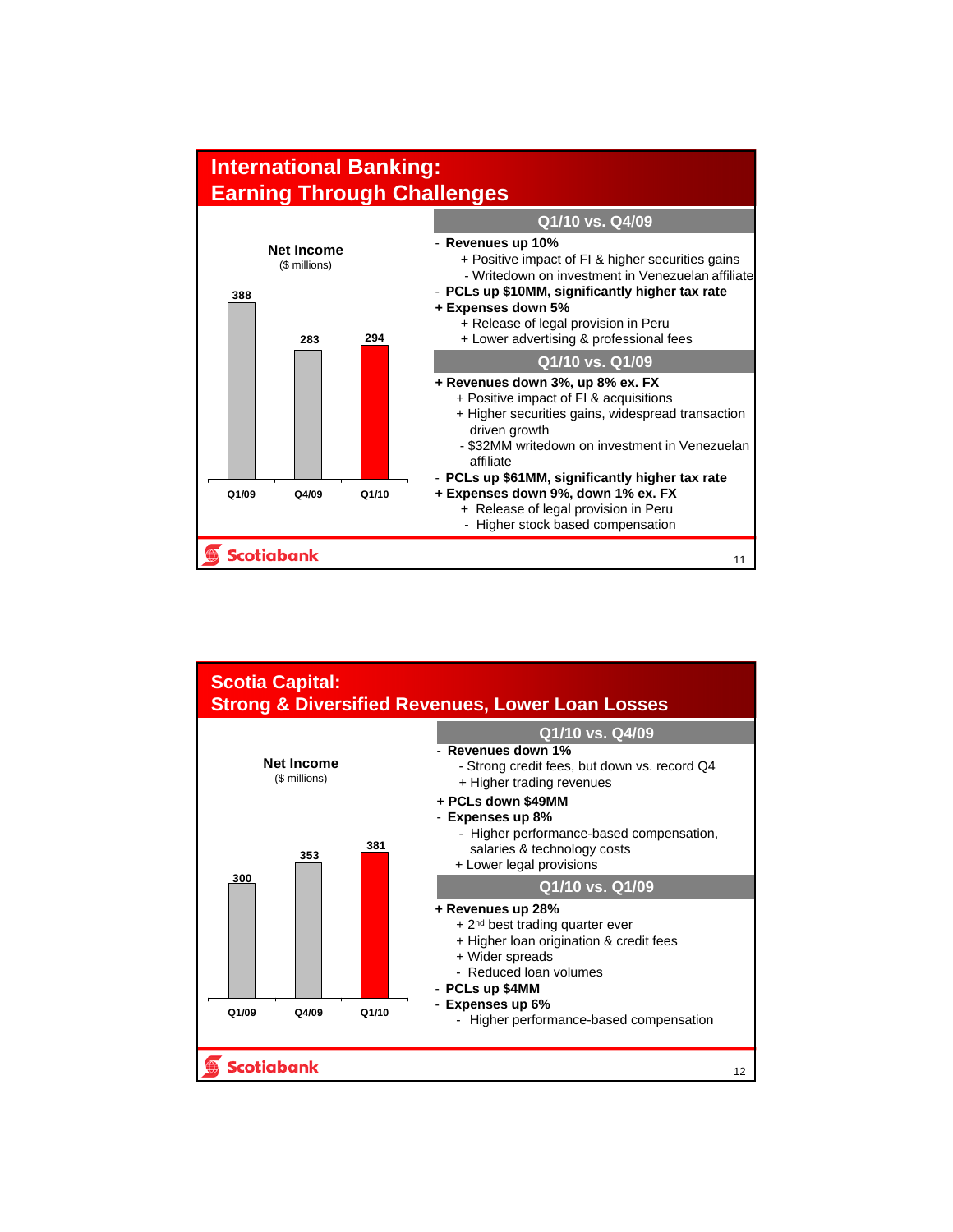## International Banking: Earning Through Challenges

**Net Income**
($ millions)

| Q1/09 | Q4/09 | Q1/10 |
|---|---|---|
| 388 | 283 | 294 |

**Q1/10 vs. Q4/09**

- **Revenues up 10%**
  - + Positive impact of FI & higher securities gains
  - - Writedown on investment in Venezuelan affiliate
- **PCLs up $10MM, significantly higher tax rate**

+ **Expenses down 5%**
  - + Release of legal provision in Peru
  - + Lower advertising & professional fees

**Q1/10 vs. Q1/09**

+ **Revenues down 3%, up 8% ex. FX**
  - + Positive impact of FI & acquisitions
  - + Higher securities gains, widespread transaction driven growth
  - - $32MM writedown on investment in Venezuelan affiliate

- **PCLs up $61MM, significantly higher tax rate**

+ **Expenses down 9%, down 1% ex. FX**
  - + Release of legal provision in Peru
  - - Higher stock based compensation

## Scotia Capital: Strong & Diversified Revenues, Lower Loan Losses

**Net Income**
($ millions)

| Q1/09 | Q4/09 | Q1/10 |
|---|---|---|
| 300 | 353 | 381 |

**Q1/10 vs. Q4/09**

- **Revenues down 1%**
  - - Strong credit fees, but down vs. record Q4
  - + Higher trading revenues

+ **PCLs down $49MM**

- **Expenses up 8%**
  - - Higher performance-based compensation, salaries & technology costs
  - + Lower legal provisions

**Q1/10 vs. Q1/09**

+ **Revenues up 28%**
  - + 2nd best trading quarter ever
  - + Higher loan origination & credit fees
  - + Wider spreads
  - - Reduced loan volumes

- **PCLs up $4MM**
- **Expenses up 6%**
  - - Higher performance-based compensation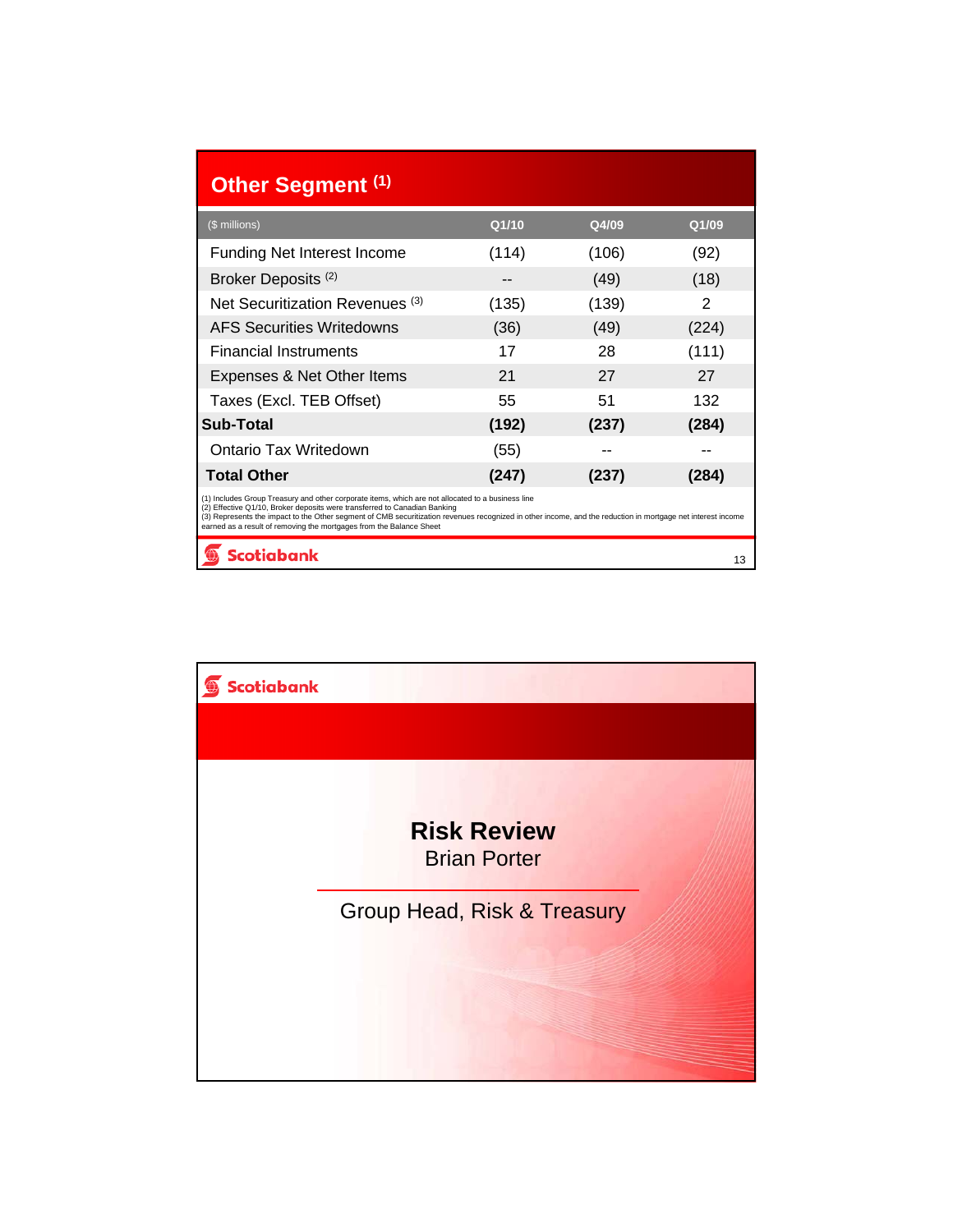## Other Segment [1]

| ($ millions) | Q1/10 | Q4/09 | Q1/09 |
|---|---|---|---|
| Funding Net Interest Income | (114) | (106) | (92) |
| Broker Deposits [2] | -- | (49) | (18) |
| Net Securitization Revenues [3] | (135) | (139) | 2 |
| AFS Securities Writedowns | (36) | (49) | (224) |
| Financial Instruments | 17 | 28 | (111) |
| Expenses & Net Other Items | 21 | 27 | 27 |
| Taxes (Excl. TEB Offset) | 55 | 51 | 132 |
| **Sub-Total** | **(192)** | **(237)** | **(284)** |
| Ontario Tax Writedown | (55) | -- | -- |
| **Total Other** | **(247)** | **(237)** | **(284)** |

(1) Includes Group Treasury and other corporate items, which are not allocated to a business line
(2) Effective Q1/10, Broker deposits were transferred to Canadian Banking
(3) Represents the impact to the Other segment of CMB securitization revenues recognized in other income, and the reduction in mortgage net interest income earned as a result of removing the mortgages from the Balance Sheet

Scotiabank

---

Scotiabank

# Risk Review

Brian Porter

Group Head, Risk & Treasury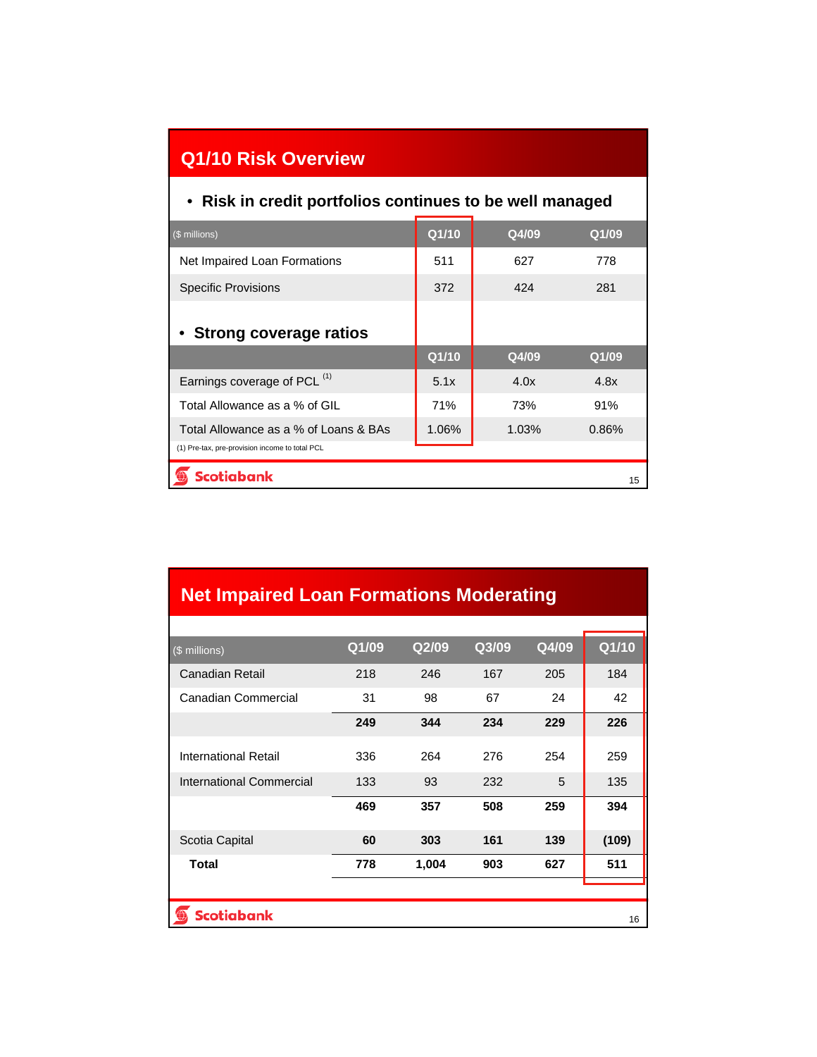# Q1/10 Risk Overview

- **Risk in credit portfolios continues to be well managed**

| ($ millions) | Q1/10 | Q4/09 | Q1/09 |
|---|---|---|---|
| Net Impaired Loan Formations | 511 | 627 | 778 |
| Specific Provisions | 372 | 424 | 281 |

- **Strong coverage ratios**

| | Q1/10 | Q4/09 | Q1/09 |
|---|---|---|---|
| Earnings coverage of PCL [(1)] | 5.1x | 4.0x | 4.8x |
| Total Allowance as a % of GIL | 71% | 73% | 91% |
| Total Allowance as a % of Loans & BAs | 1.06% | 1.03% | 0.86% |

(1) Pre-tax, pre-provision income to total PCL

# Net Impaired Loan Formations Moderating

| ($ millions) | Q1/09 | Q2/09 | Q3/09 | Q4/09 | Q1/10 |
|---|---|---|---|---|---|
| Canadian Retail | 218 | 246 | 167 | 205 | 184 |
| Canadian Commercial | 31 | 98 | 67 | 24 | 42 |
| | **249** | **344** | **234** | **229** | **226** |
| International Retail | 336 | 264 | 276 | 254 | 259 |
| International Commercial | 133 | 93 | 232 | 5 | 135 |
| | **469** | **357** | **508** | **259** | **394** |
| Scotia Capital | **60** | **303** | **161** | **139** | **(109)** |
| **Total** | **778** | **1,004** | **903** | **627** | **511** |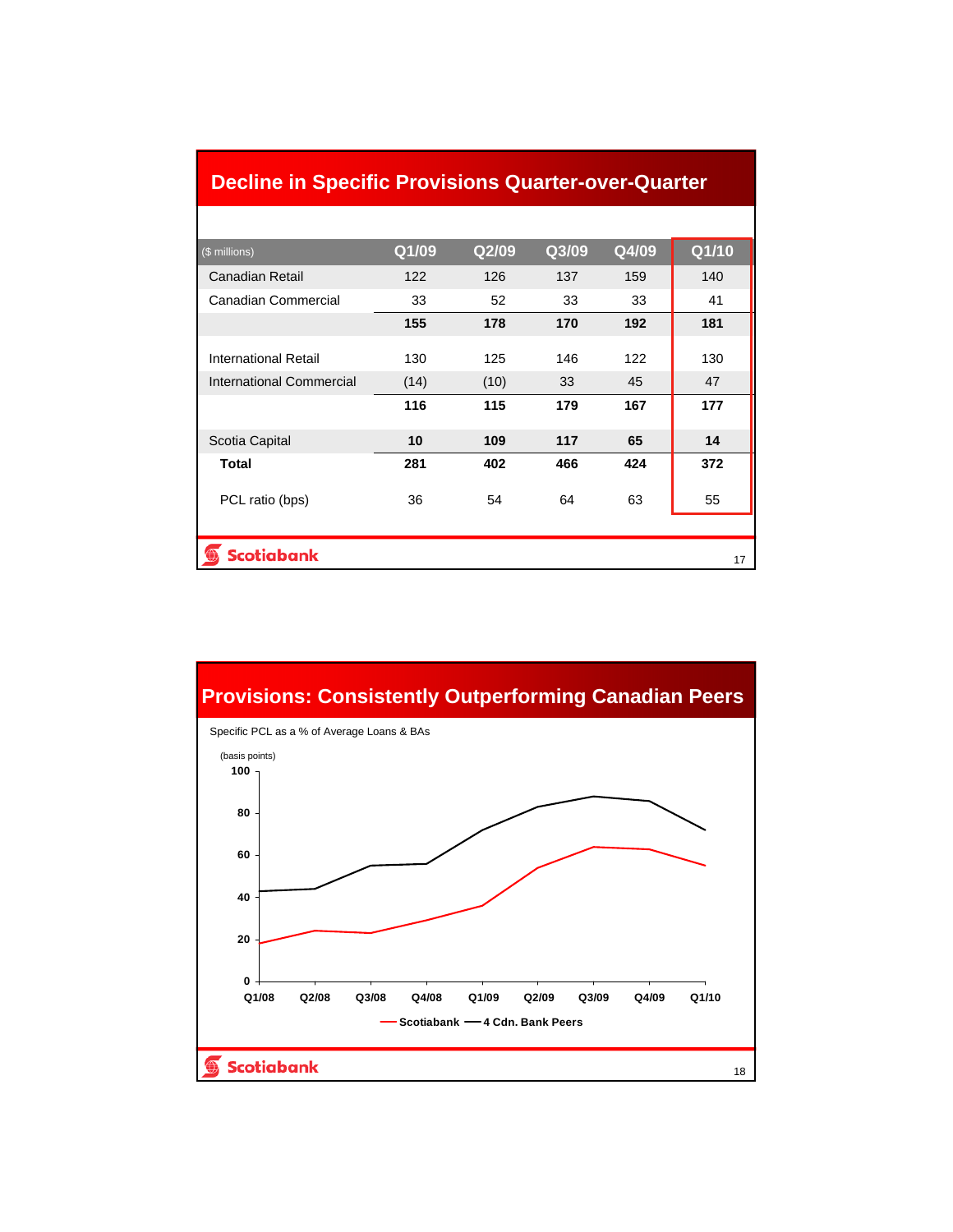## Decline in Specific Provisions Quarter-over-Quarter

| ($ millions) | Q1/09 | Q2/09 | Q3/09 | Q4/09 | Q1/10 |
|---|---|---|---|---|---|
| Canadian Retail | 122 | 126 | 137 | 159 | 140 |
| Canadian Commercial | 33 | 52 | 33 | 33 | 41 |
| | **155** | **178** | **170** | **192** | **181** |
| International Retail | 130 | 125 | 146 | 122 | 130 |
| International Commercial | (14) | (10) | 33 | 45 | 47 |
| | **116** | **115** | **179** | **167** | **177** |
| Scotia Capital | **10** | **109** | **117** | **65** | **14** |
| **Total** | **281** | **402** | **466** | **424** | **372** |
| PCL ratio (bps) | 36 | 54 | 64 | 63 | 55 |

## Provisions: Consistently Outperforming Canadian Peers

Specific PCL as a % of Average Loans & BAs

(basis points)

Scotiabank — 4 Cdn. Bank Peers

Q1/08, Q2/08, Q3/08, Q4/08, Q1/09, Q2/09, Q3/09, Q4/09, Q1/10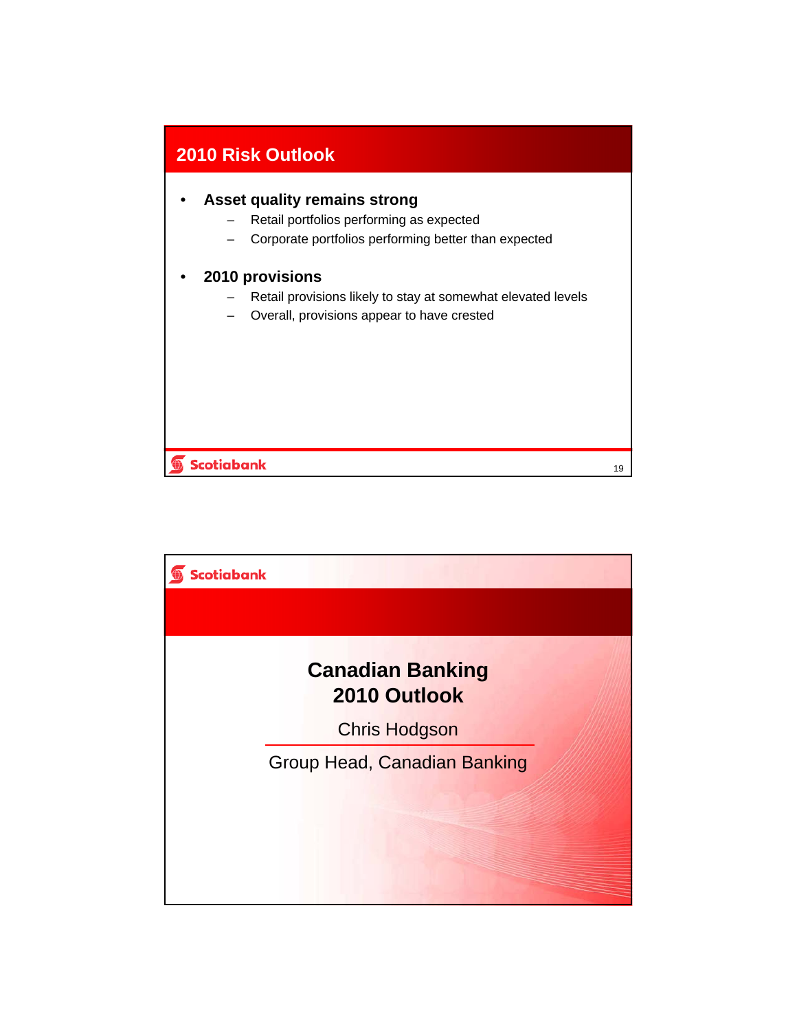## 2010 Risk Outlook

- **Asset quality remains strong**
  - Retail portfolios performing as expected
  - Corporate portfolios performing better than expected
- **2010 provisions**
  - Retail provisions likely to stay at somewhat elevated levels
  - Overall, provisions appear to have crested

Scotiabank

## Canadian Banking 2010 Outlook

Chris Hodgson

Group Head, Canadian Banking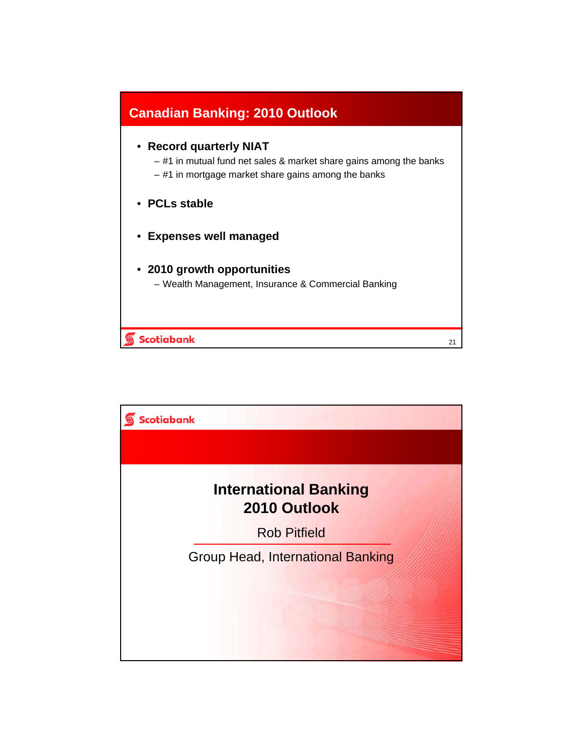## Canadian Banking: 2010 Outlook

- **Record quarterly NIAT**
  - #1 in mutual fund net sales & market share gains among the banks
  - #1 in mortgage market share gains among the banks
- **PCLs stable**
- **Expenses well managed**
- **2010 growth opportunities**
  - Wealth Management, Insurance & Commercial Banking

Scotiabank

---

Scotiabank

## International Banking
## 2010 Outlook

Rob Pitfield

Group Head, International Banking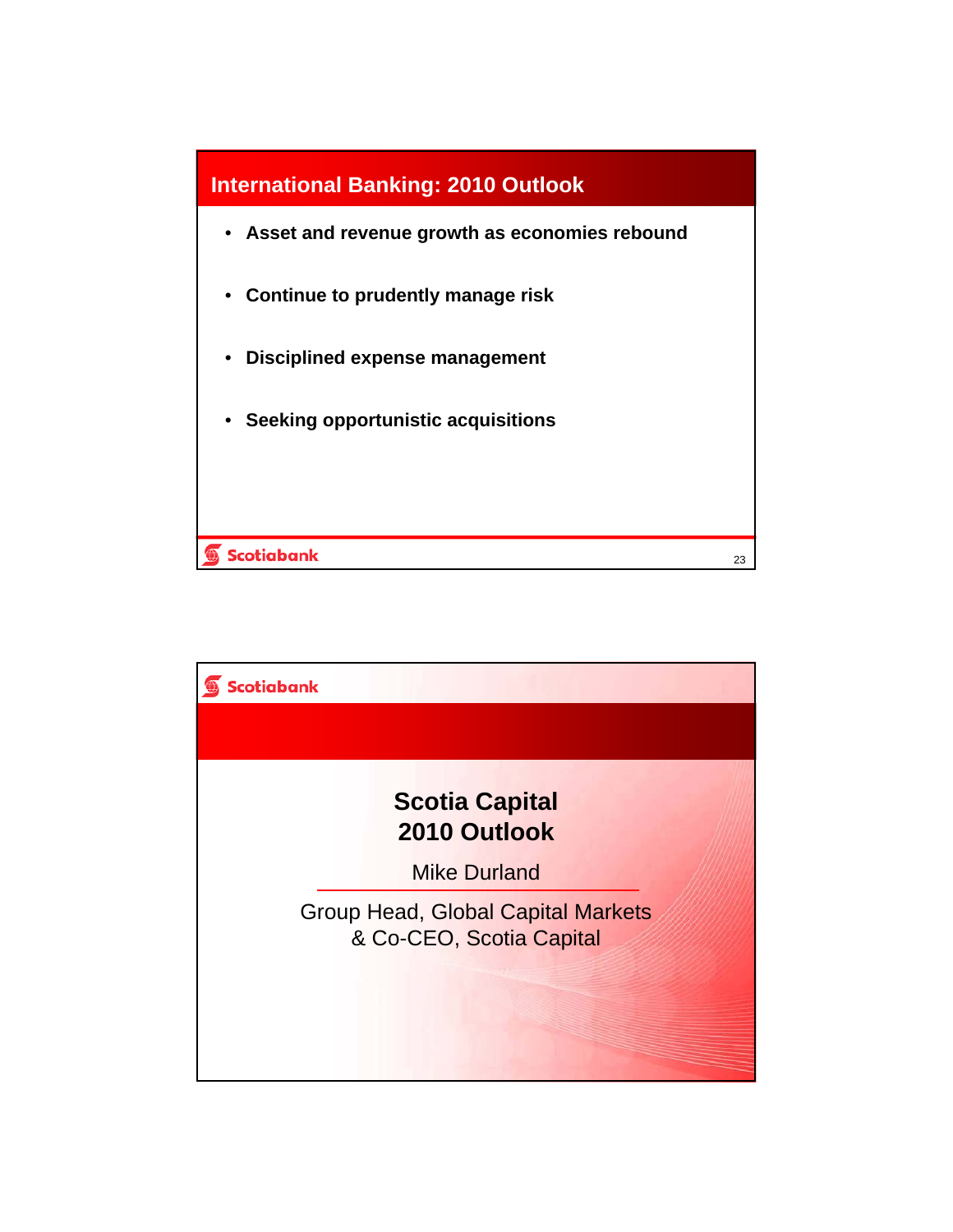## International Banking: 2010 Outlook

- Asset and revenue growth as economies rebound
- Continue to prudently manage risk
- Disciplined expense management
- Seeking opportunistic acquisitions

# Scotia Capital 2010 Outlook

Mike Durland

Group Head, Global Capital Markets & Co-CEO, Scotia Capital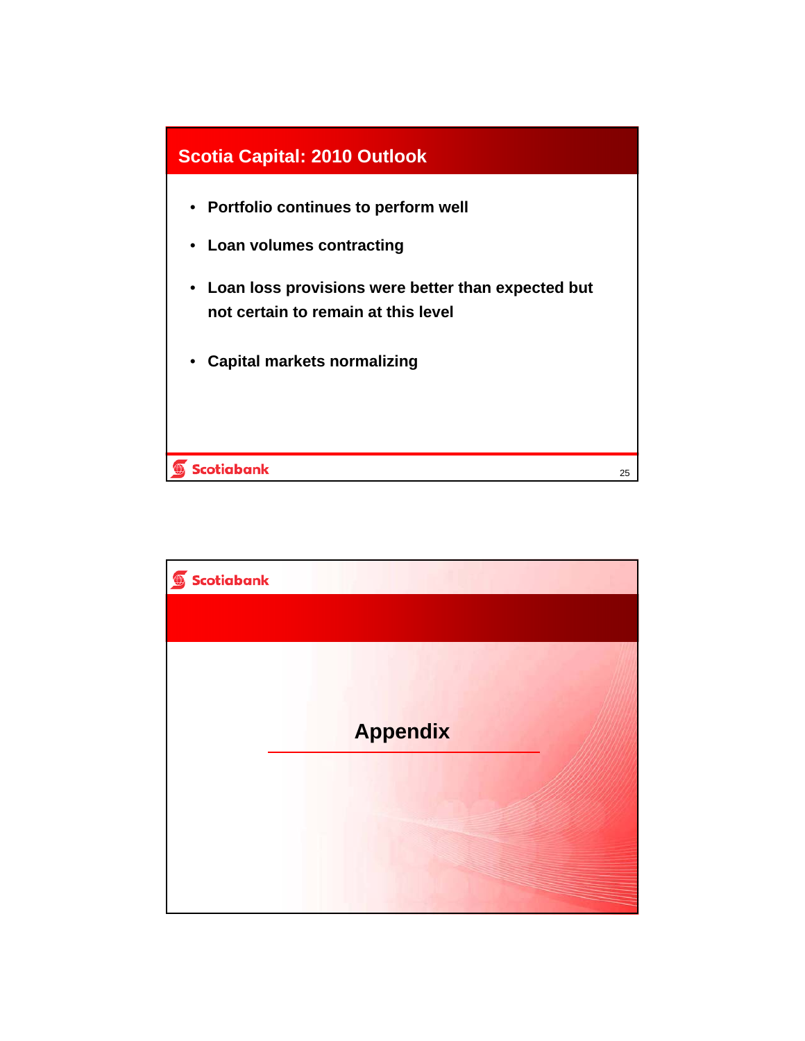## Scotia Capital: 2010 Outlook

- **Portfolio continues to perform well**
- **Loan volumes contracting**
- **Loan loss provisions were better than expected but not certain to remain at this level**
- **Capital markets normalizing**

## Appendix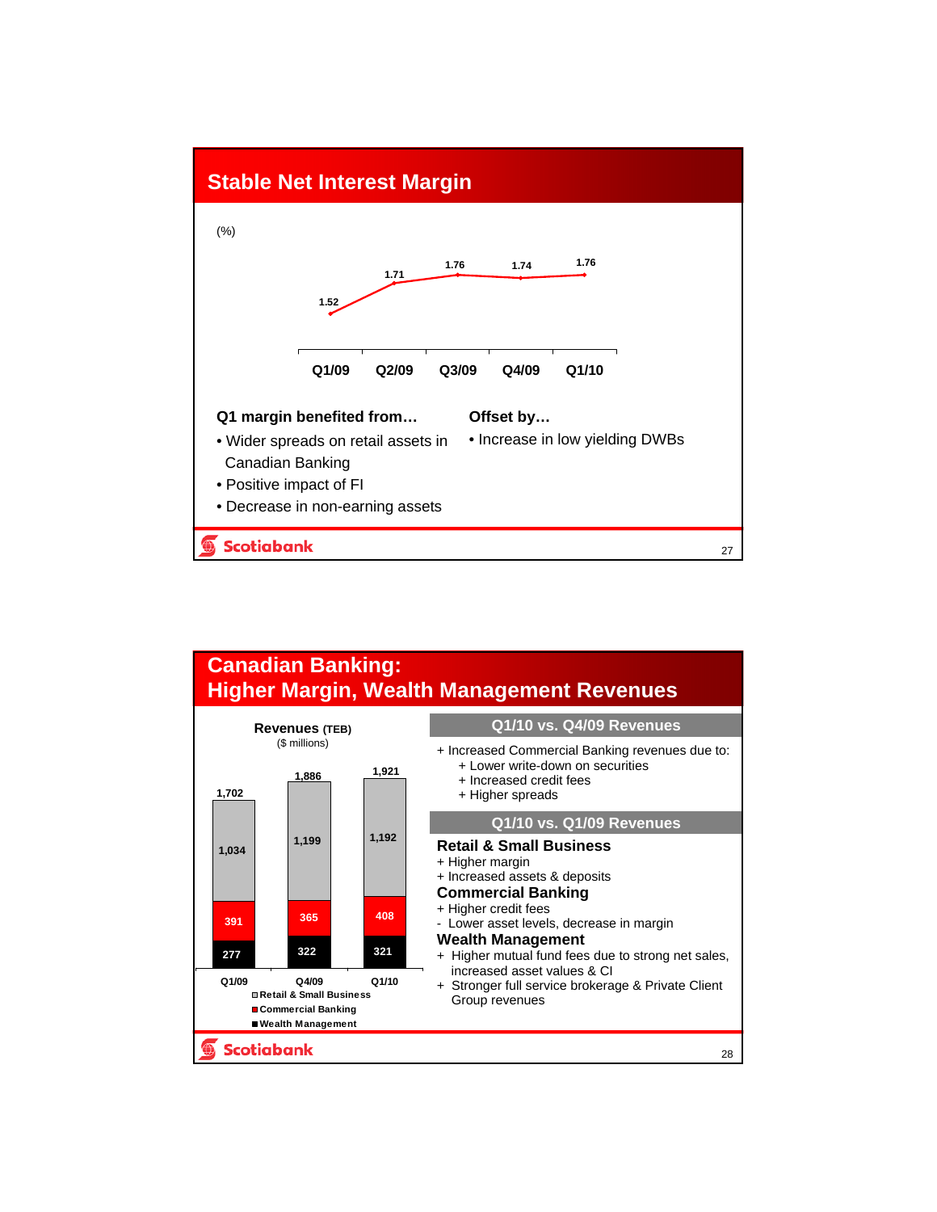## Stable Net Interest Margin

(%)

| Q1/09 | Q2/09 | Q3/09 | Q4/09 | Q1/10 |
|---|---|---|---|---|
| 1.52 | 1.71 | 1.76 | 1.74 | 1.76 |

**Q1 margin benefited from…**

- Wider spreads on retail assets in Canadian Banking
- Positive impact of FI
- Decrease in non-earning assets

**Offset by…**

- Increase in low yielding DWBs

## Canadian Banking: Higher Margin, Wealth Management Revenues

**Revenues** (TEB)
($ millions)

| | Q1/09 | Q4/09 | Q1/10 |
|---|---|---|---|
| Retail & Small Business | 1,034 | 1,199 | 1,192 |
| Commercial Banking | 391 | 365 | 408 |
| Wealth Management | 277 | 322 | 321 |
| Total | 1,702 | 1,886 | 1,921 |

### Q1/10 vs. Q4/09 Revenues

+ Increased Commercial Banking revenues due to:
  + Lower write-down on securities
  + Increased credit fees
  + Higher spreads

### Q1/10 vs. Q1/09 Revenues

**Retail & Small Business**

+ Higher margin
+ Increased assets & deposits

**Commercial Banking**

+ Higher credit fees
- Lower asset levels, decrease in margin

**Wealth Management**

+ Higher mutual fund fees due to strong net sales, increased asset values & CI
+ Stronger full service brokerage & Private Client Group revenues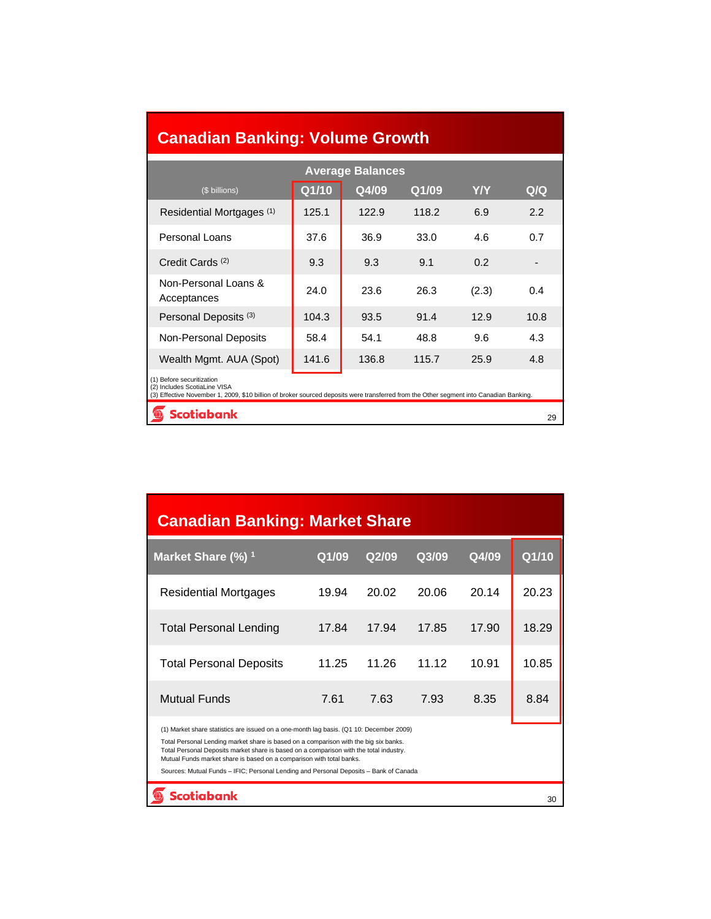## Canadian Banking: Volume Growth

| ($ billions) | Average Balances | | | | |
|---|---|---|---|---|---|
| | Q1/10 | Q4/09 | Q1/09 | Y/Y | Q/Q |
| Residential Mortgages (1) | 125.1 | 122.9 | 118.2 | 6.9 | 2.2 |
| Personal Loans | 37.6 | 36.9 | 33.0 | 4.6 | 0.7 |
| Credit Cards (2) | 9.3 | 9.3 | 9.1 | 0.2 | - |
| Non-Personal Loans & Acceptances | 24.0 | 23.6 | 26.3 | (2.3) | 0.4 |
| Personal Deposits (3) | 104.3 | 93.5 | 91.4 | 12.9 | 10.8 |
| Non-Personal Deposits | 58.4 | 54.1 | 48.8 | 9.6 | 4.3 |
| Wealth Mgmt. AUA (Spot) | 141.6 | 136.8 | 115.7 | 25.9 | 4.8 |

(1) Before securitization
(2) Includes ScotiaLine VISA
(3) Effective November 1, 2009, $10 billion of broker sourced deposits were transferred from the Other segment into Canadian Banking.

Scotiabank

## Canadian Banking: Market Share

| Market Share (%) [1] | Q1/09 | Q2/09 | Q3/09 | Q4/09 | Q1/10 |
|---|---|---|---|---|---|
| Residential Mortgages | 19.94 | 20.02 | 20.06 | 20.14 | 20.23 |
| Total Personal Lending | 17.84 | 17.94 | 17.85 | 17.90 | 18.29 |
| Total Personal Deposits | 11.25 | 11.26 | 11.12 | 10.91 | 10.85 |
| Mutual Funds | 7.61 | 7.63 | 7.93 | 8.35 | 8.84 |

(1) Market share statistics are issued on a one-month lag basis. (Q1 10: December 2009)

Total Personal Lending market share is based on a comparison with the big six banks.
Total Personal Deposits market share is based on a comparison with the total industry.
Mutual Funds market share is based on a comparison with total banks.

Sources: Mutual Funds – IFIC; Personal Lending and Personal Deposits – Bank of Canada

Scotiabank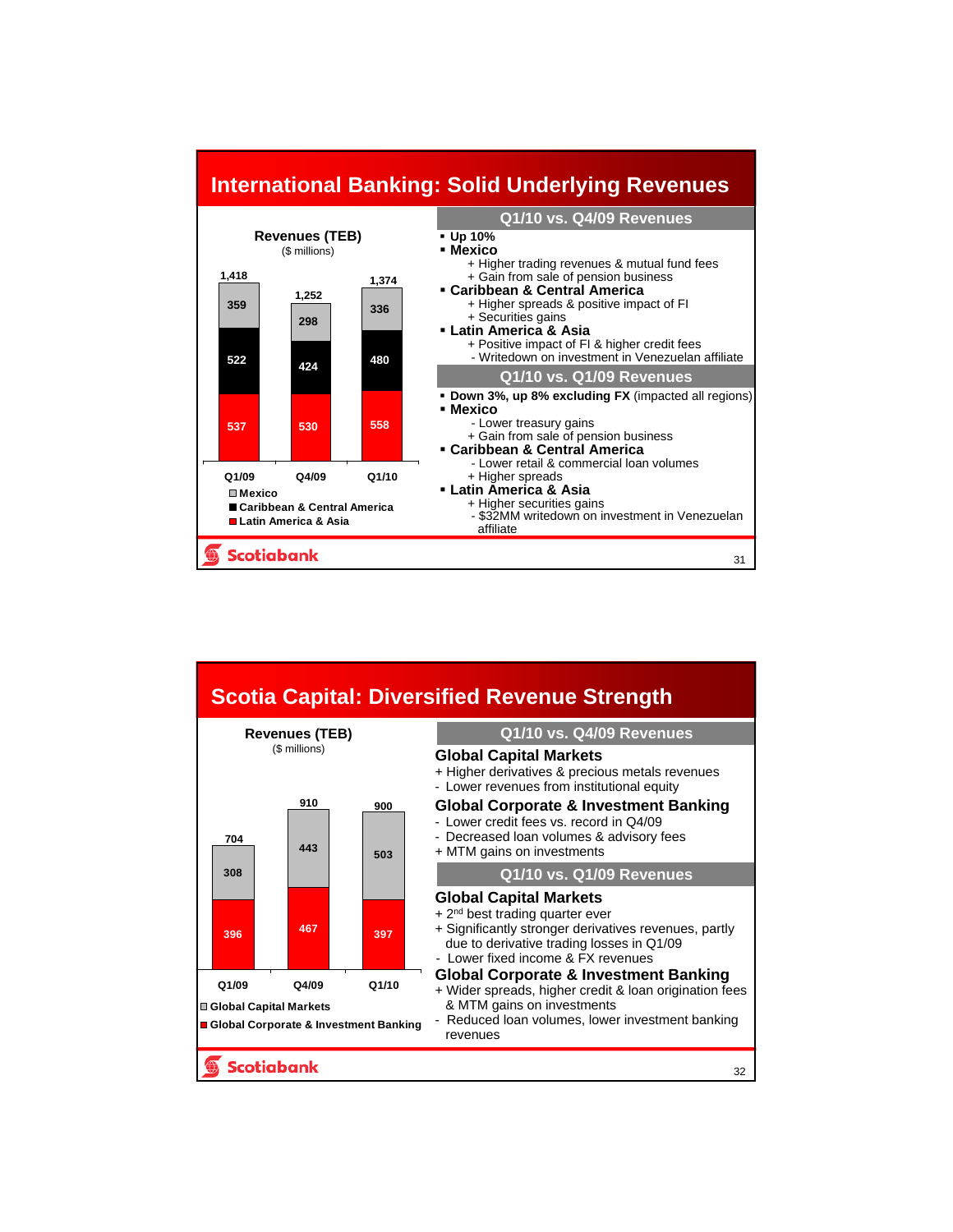# International Banking: Solid Underlying Revenues

**Revenues (TEB)**
($ millions)

| | Q1/09 | Q4/09 | Q1/10 |
|---|---|---|---|
| Mexico | 359 | 298 | 336 |
| Caribbean & Central America | 522 | 424 | 480 |
| Latin America & Asia | 537 | 530 | 558 |
| **Total** | 1,418 | 1,252 | 1,374 |

## Q1/10 vs. Q4/09 Revenues

- **Up 10%**
- **Mexico**
  - + Higher trading revenues & mutual fund fees
  - + Gain from sale of pension business
- **Caribbean & Central America**
  - + Higher spreads & positive impact of FI
  - + Securities gains
- **Latin America & Asia**
  - + Positive impact of FI & higher credit fees
  - - Writedown on investment in Venezuelan affiliate

## Q1/10 vs. Q1/09 Revenues

- **Down 3%, up 8% excluding FX** (impacted all regions)
- **Mexico**
  - - Lower treasury gains
  - + Gain from sale of pension business
- **Caribbean & Central America**
  - - Lower retail & commercial loan volumes
  - + Higher spreads
- **Latin America & Asia**
  - + Higher securities gains
  - - $32MM writedown on investment in Venezuelan affiliate

# Scotia Capital: Diversified Revenue Strength

**Revenues (TEB)**
($ millions)

| | Q1/09 | Q4/09 | Q1/10 |
|---|---|---|---|
| Global Capital Markets | 308 | 443 | 503 |
| Global Corporate & Investment Banking | 396 | 467 | 397 |
| **Total** | 704 | 910 | 900 |

## Q1/10 vs. Q4/09 Revenues

### Global Capital Markets
- + Higher derivatives & precious metals revenues
- - Lower revenues from institutional equity

### Global Corporate & Investment Banking
- - Lower credit fees vs. record in Q4/09
- - Decreased loan volumes & advisory fees
- + MTM gains on investments

## Q1/10 vs. Q1/09 Revenues

### Global Capital Markets
- + 2nd best trading quarter ever
- + Significantly stronger derivatives revenues, partly due to derivative trading losses in Q1/09
- - Lower fixed income & FX revenues

### Global Corporate & Investment Banking
- + Wider spreads, higher credit & loan origination fees & MTM gains on investments
- - Reduced loan volumes, lower investment banking revenues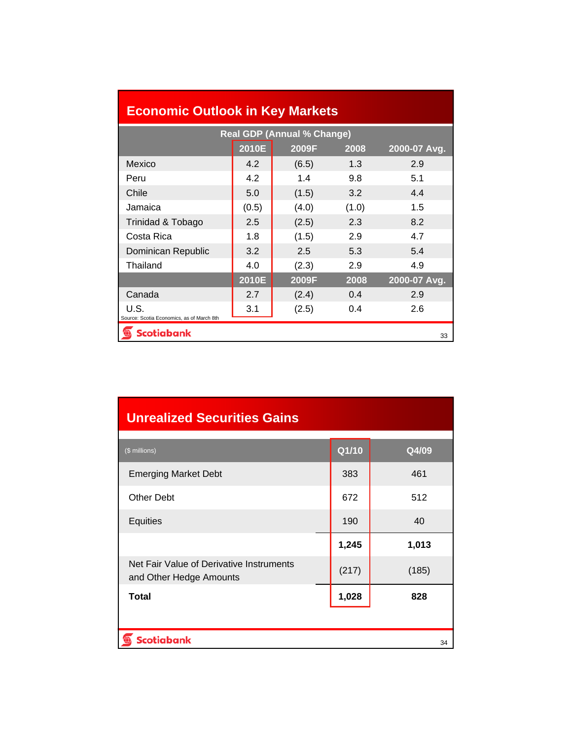## Economic Outlook in Key Markets

| | Real GDP (Annual % Change) | | | |
|---|---|---|---|---|
| | 2010E | 2009F | 2008 | 2000-07 Avg. |
| Mexico | 4.2 | (6.5) | 1.3 | 2.9 |
| Peru | 4.2 | 1.4 | 9.8 | 5.1 |
| Chile | 5.0 | (1.5) | 3.2 | 4.4 |
| Jamaica | (0.5) | (4.0) | (1.0) | 1.5 |
| Trinidad & Tobago | 2.5 | (2.5) | 2.3 | 8.2 |
| Costa Rica | 1.8 | (1.5) | 2.9 | 4.7 |
| Dominican Republic | 3.2 | 2.5 | 5.3 | 5.4 |
| Thailand | 4.0 | (2.3) | 2.9 | 4.9 |
| | 2010E | 2009F | 2008 | 2000-07 Avg. |
| Canada | 2.7 | (2.4) | 0.4 | 2.9 |
| U.S. | 3.1 | (2.5) | 0.4 | 2.6 |

Source: Scotia Economics, as of March 8th

## Unrealized Securities Gains

| ($ millions) | Q1/10 | Q4/09 |
|---|---|---|
| Emerging Market Debt | 383 | 461 |
| Other Debt | 672 | 512 |
| Equities | 190 | 40 |
| | **1,245** | **1,013** |
| Net Fair Value of Derivative Instruments and Other Hedge Amounts | (217) | (185) |
| **Total** | **1,028** | **828** |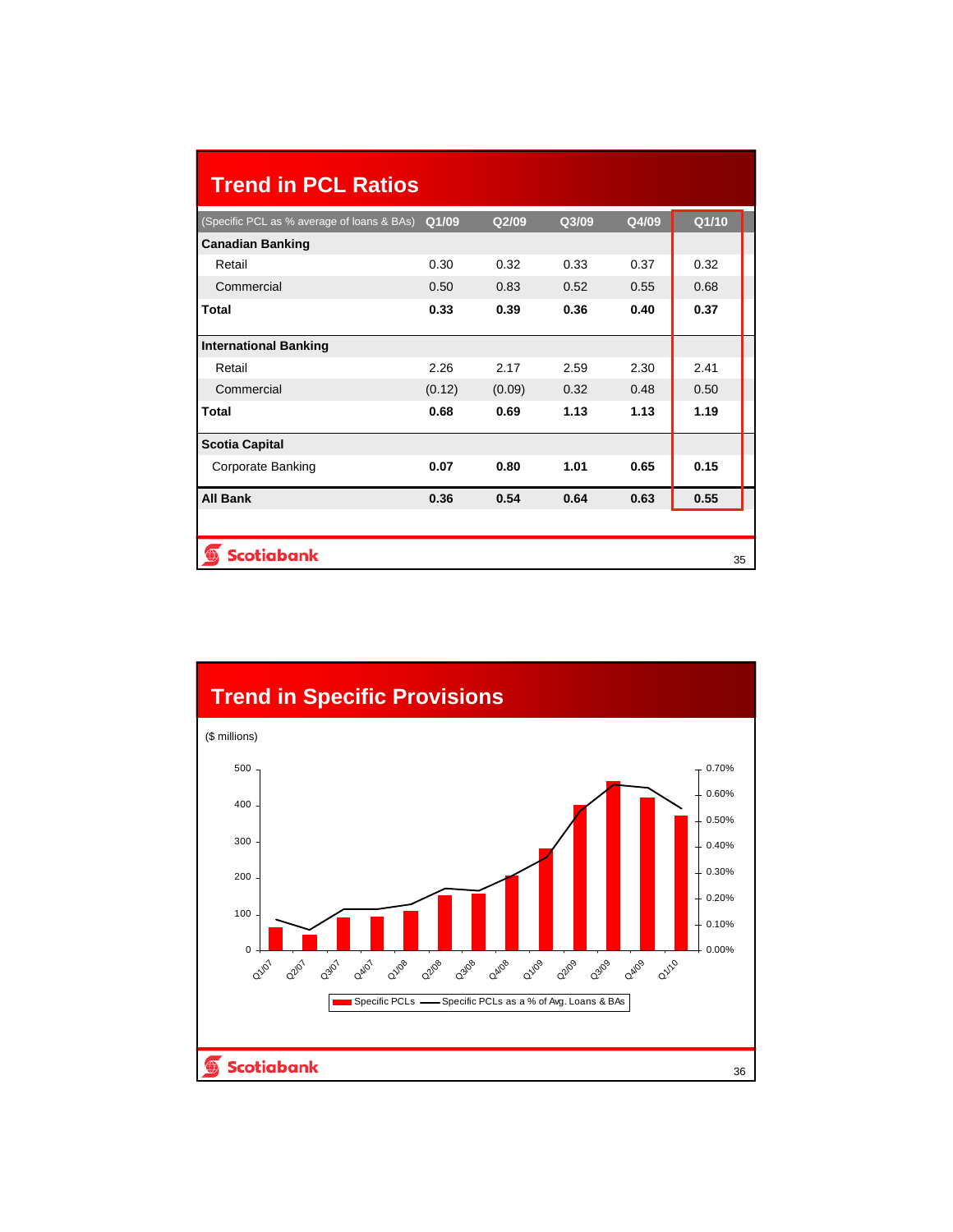## Trend in PCL Ratios

| (Specific PCL as % average of loans & BAs) | Q1/09 | Q2/09 | Q3/09 | Q4/09 | Q1/10 |
|---|---|---|---|---|---|
| **Canadian Banking** | | | | | |
| Retail | 0.30 | 0.32 | 0.33 | 0.37 | 0.32 |
| Commercial | 0.50 | 0.83 | 0.52 | 0.55 | 0.68 |
| **Total** | **0.33** | **0.39** | **0.36** | **0.40** | **0.37** |
| **International Banking** | | | | | |
| Retail | 2.26 | 2.17 | 2.59 | 2.30 | 2.41 |
| Commercial | (0.12) | (0.09) | 0.32 | 0.48 | 0.50 |
| **Total** | **0.68** | **0.69** | **1.13** | **1.13** | **1.19** |
| **Scotia Capital** | | | | | |
| Corporate Banking | **0.07** | **0.80** | **1.01** | **0.65** | **0.15** |
| **All Bank** | **0.36** | **0.54** | **0.64** | **0.63** | **0.55** |

## Trend in Specific Provisions

($ millions)

Legend: Specific PCLs — Specific PCLs as a % of Avg. Loans & BAs

Left axis: 0, 100, 200, 300, 400, 500

Right axis: 0.00%, 0.10%, 0.20%, 0.30%, 0.40%, 0.50%, 0.60%, 0.70%

Periods: Q1/07, Q2/07, Q3/07, Q4/07, Q1/08, Q2/08, Q3/08, Q4/08, Q1/09, Q2/09, Q3/09, Q4/09, Q1/10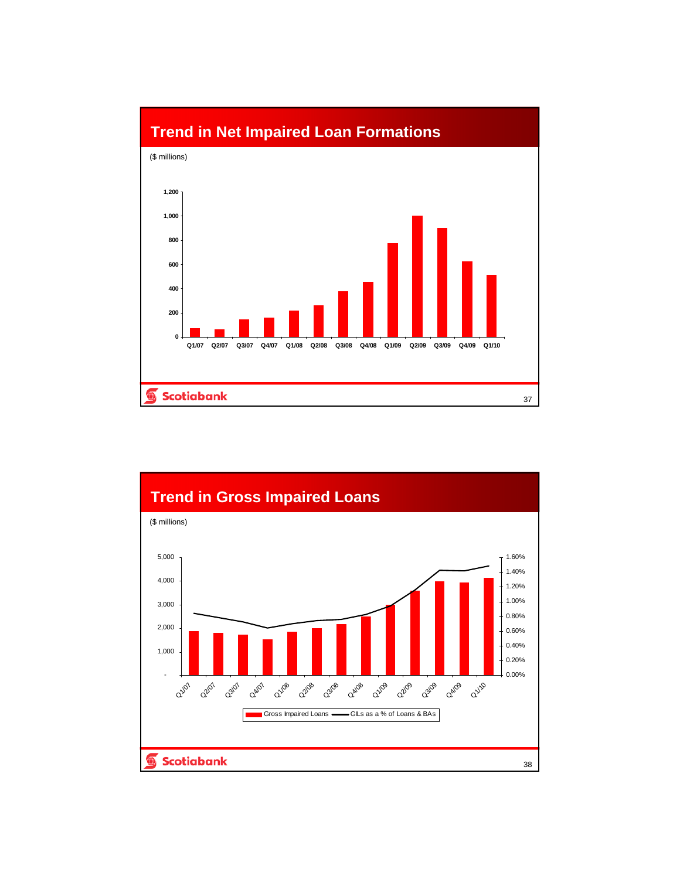## Trend in Net Impaired Loan Formations

($ millions)

## Trend in Gross Impaired Loans

($ millions)

Gross Impaired Loans — GILs as a % of Loans & BAs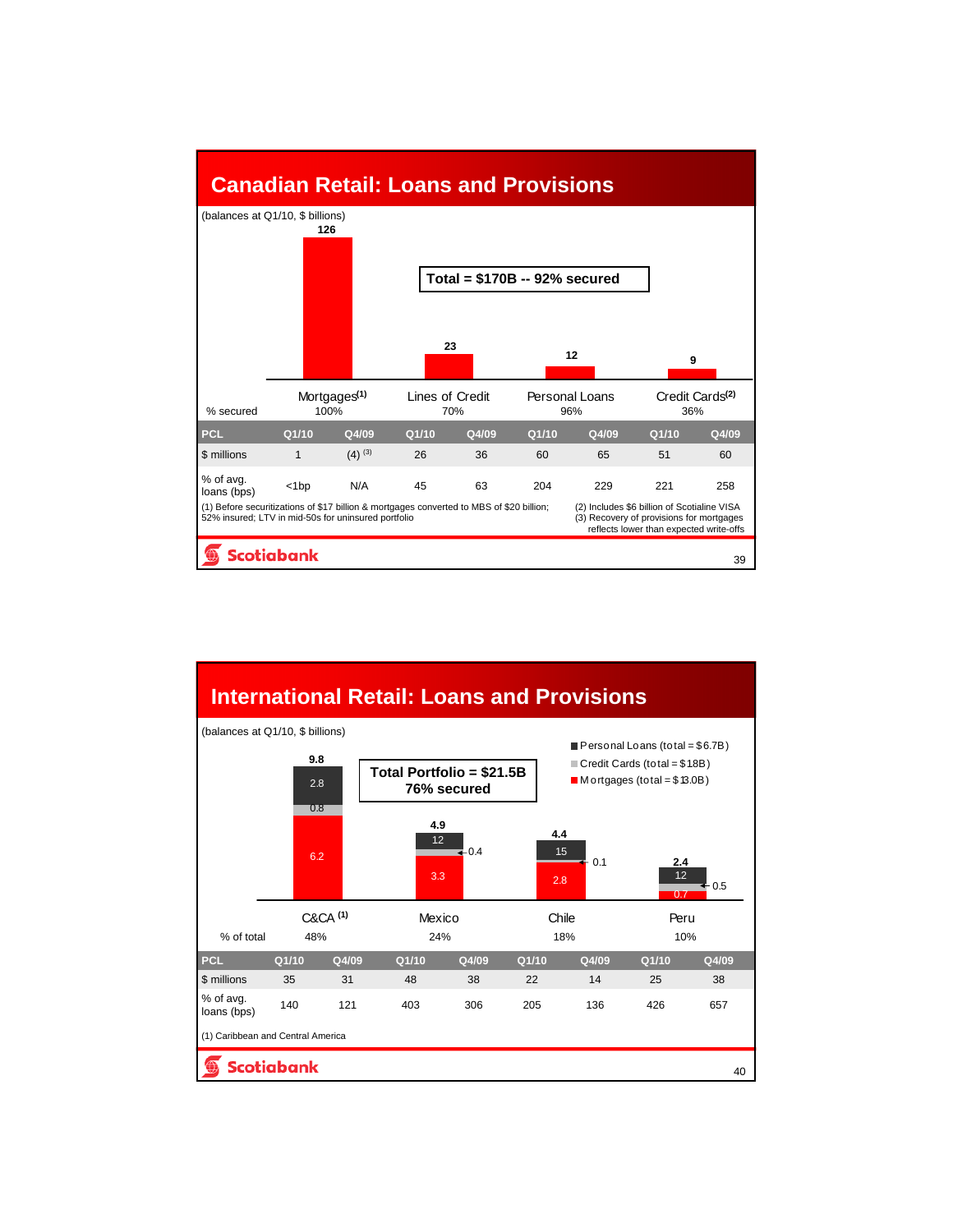## Canadian Retail: Loans and Provisions

(balances at Q1/10, $ billions)

**Total = $170B -- 92% secured**

| | Mortgages[1] | Lines of Credit | Personal Loans | Credit Cards[2] |
|---|---|---|---|---|
| Balance | 126 | 23 | 12 | 9 |
| % secured | 100% | 70% | 96% | 36% |

| PCL | Q1/10 | Q4/09 | Q1/10 | Q4/09 | Q1/10 | Q4/09 | Q1/10 | Q4/09 |
|---|---|---|---|---|---|---|---|---|
| $ millions | 1 | (4) [3] | 26 | 36 | 60 | 65 | 51 | 60 |
| % of avg. loans (bps) | <1bp | N/A | 45 | 63 | 204 | 229 | 221 | 258 |

(1) Before securitizations of $17 billion & mortgages converted to MBS of $20 billion; 52% insured; LTV in mid-50s for uninsured portfolio

(2) Includes $6 billion of Scotialine VISA

(3) Recovery of provisions for mortgages reflects lower than expected write-offs

## International Retail: Loans and Provisions

(balances at Q1/10, $ billions)

**Total Portfolio = $21.5B**
**76% secured**

- Personal Loans (total = $6.7B)
- Credit Cards (total = $1.8B)
- Mortgages (total = $13.0B)

| | C&CA [1] | Mexico | Chile | Peru |
|---|---|---|---|---|
| Personal Loans | 2.8 | 1.2 | 1.5 | 1.2 |
| Credit Cards | 0.8 | 0.4 | 0.1 | 0.5 |
| Mortgages | 6.2 | 3.3 | 2.8 | 0.7 |
| Total | 9.8 | 4.9 | 4.4 | 2.4 |
| % of total | 48% | 24% | 18% | 10% |

| PCL | Q1/10 | Q4/09 | Q1/10 | Q4/09 | Q1/10 | Q4/09 | Q1/10 | Q4/09 |
|---|---|---|---|---|---|---|---|---|
| $ millions | 35 | 31 | 48 | 38 | 22 | 14 | 25 | 38 |
| % of avg. loans (bps) | 140 | 121 | 403 | 306 | 205 | 136 | 426 | 657 |

(1) Caribbean and Central America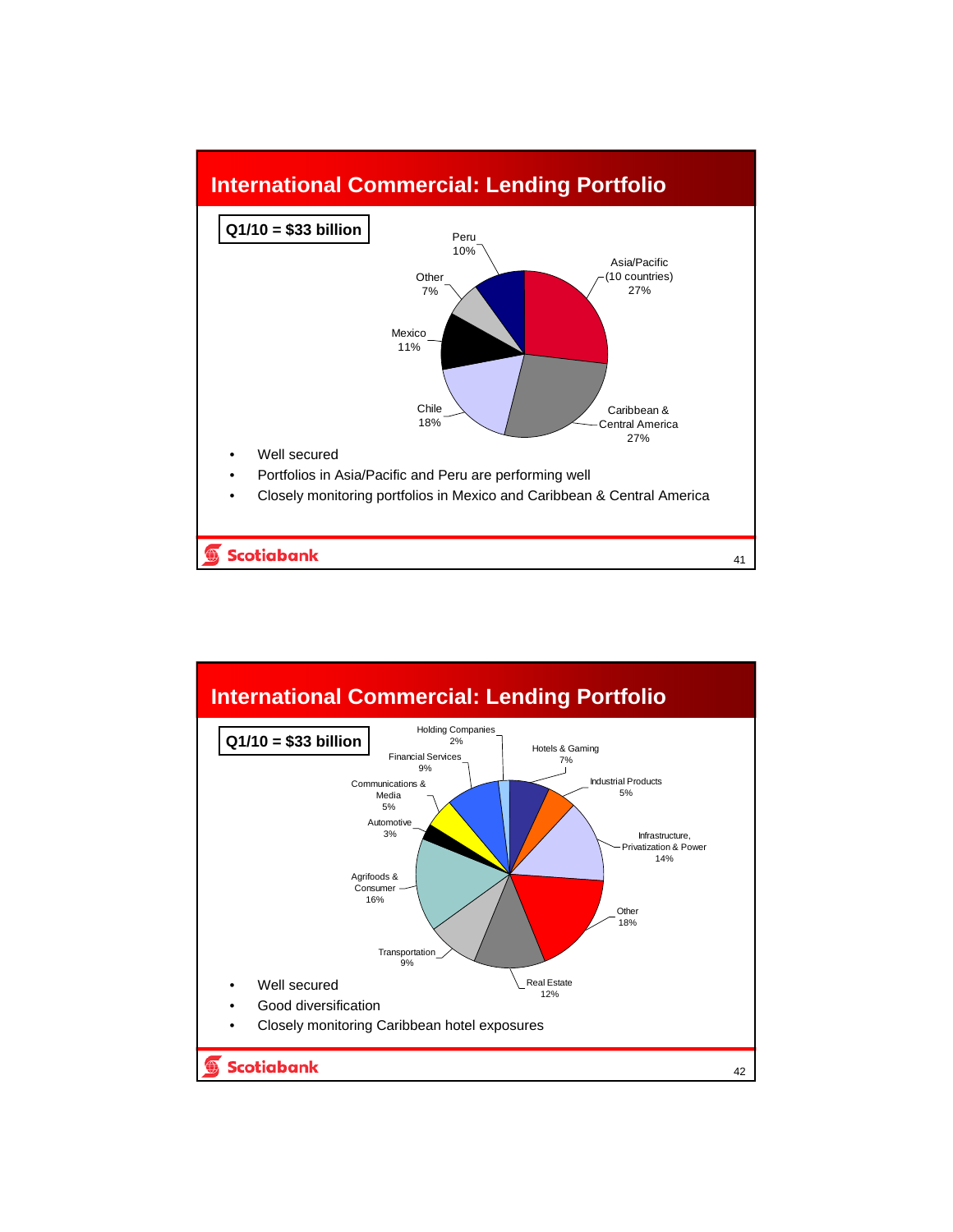## International Commercial: Lending Portfolio

**Q1/10 = $33 billion**

| Region | Share |
| --- | --- |
| Asia/Pacific (10 countries) | 27% |
| Caribbean & Central America | 27% |
| Chile | 18% |
| Mexico | 11% |
| Other | 7% |
| Peru | 10% |

- Well secured
- Portfolios in Asia/Pacific and Peru are performing well
- Closely monitoring portfolios in Mexico and Caribbean & Central America

## International Commercial: Lending Portfolio

**Q1/10 = $33 billion**

| Sector | Share |
| --- | --- |
| Hotels & Gaming | 7% |
| Industrial Products | 5% |
| Infrastructure, Privatization & Power | 14% |
| Other | 18% |
| Real Estate | 12% |
| Transportation | 9% |
| Agrifoods & Consumer | 16% |
| Automotive | 3% |
| Communications & Media | 5% |
| Financial Services | 9% |
| Holding Companies | 2% |

- Well secured
- Good diversification
- Closely monitoring Caribbean hotel exposures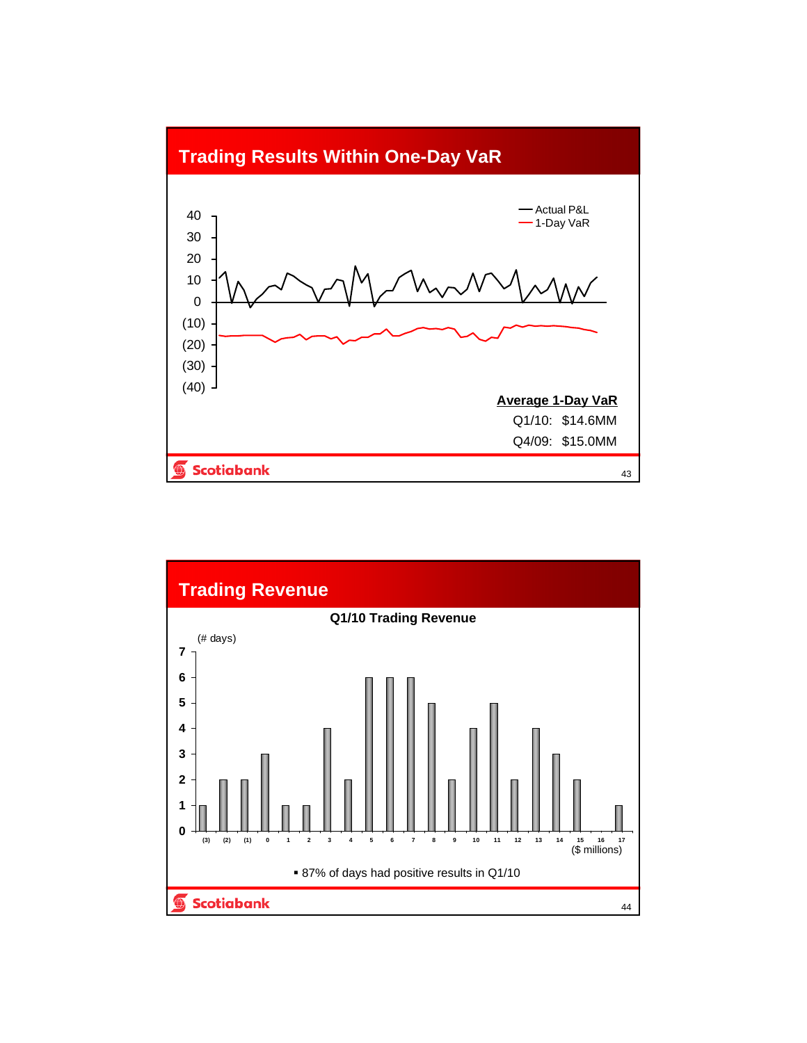## Trading Results Within One-Day VaR

40
30
20
10
0
(10)
(20)
(30)
(40)

Actual P&L
1-Day VaR

**Average 1-Day VaR**

Q1/10: $14.6MM

Q4/09: $15.0MM

## Trading Revenue

**Q1/10 Trading Revenue**

(# days)

7
6
5
4
3
2
1
0

(3) (2) (1) 0 1 2 3 4 5 6 7 8 9 10 11 12 13 14 15 16 17

($ millions)

- 87% of days had positive results in Q1/10